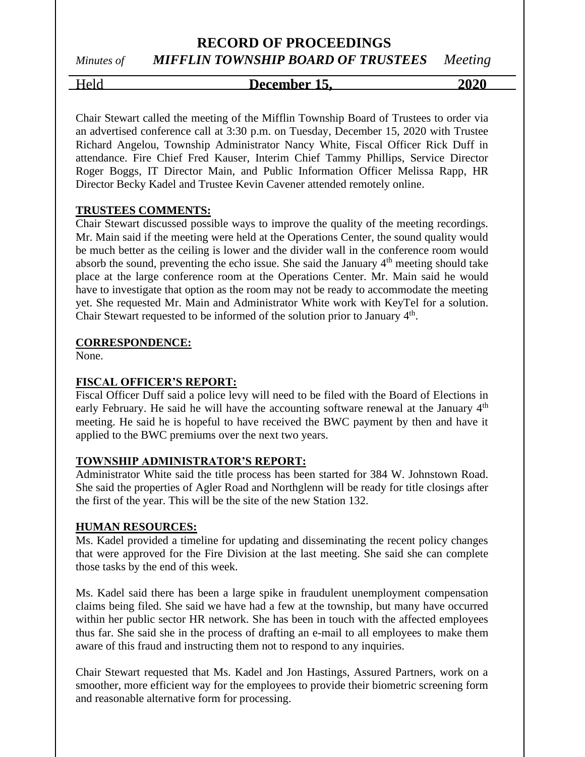# RECORD OF PROCEEDINGS

*Minutes of* ***MIFFLIN TOWNSHIP BOARD OF TRUSTEES*** *Meeting*

Held **December 15, 2020**

Chair Stewart called the meeting of the Mifflin Township Board of Trustees to order via an advertised conference call at 3:30 p.m. on Tuesday, December 15, 2020 with Trustee Richard Angelou, Township Administrator Nancy White, Fiscal Officer Rick Duff in attendance. Fire Chief Fred Kauser, Interim Chief Tammy Phillips, Service Director Roger Boggs, IT Director Main, and Public Information Officer Melissa Rapp, HR Director Becky Kadel and Trustee Kevin Cavener attended remotely online.

## TRUSTEES COMMENTS:

Chair Stewart discussed possible ways to improve the quality of the meeting recordings. Mr. Main said if the meeting were held at the Operations Center, the sound quality would be much better as the ceiling is lower and the divider wall in the conference room would absorb the sound, preventing the echo issue. She said the January 4th meeting should take place at the large conference room at the Operations Center. Mr. Main said he would have to investigate that option as the room may not be ready to accommodate the meeting yet. She requested Mr. Main and Administrator White work with KeyTel for a solution. Chair Stewart requested to be informed of the solution prior to January 4th.

## CORRESPONDENCE:

None.

## FISCAL OFFICER'S REPORT:

Fiscal Officer Duff said a police levy will need to be filed with the Board of Elections in early February. He said he will have the accounting software renewal at the January 4th meeting. He said he is hopeful to have received the BWC payment by then and have it applied to the BWC premiums over the next two years.

## TOWNSHIP ADMINISTRATOR'S REPORT:

Administrator White said the title process has been started for 384 W. Johnstown Road. She said the properties of Agler Road and Northglenn will be ready for title closings after the first of the year. This will be the site of the new Station 132.

## HUMAN RESOURCES:

Ms. Kadel provided a timeline for updating and disseminating the recent policy changes that were approved for the Fire Division at the last meeting. She said she can complete those tasks by the end of this week.

Ms. Kadel said there has been a large spike in fraudulent unemployment compensation claims being filed. She said we have had a few at the township, but many have occurred within her public sector HR network. She has been in touch with the affected employees thus far. She said she in the process of drafting an e-mail to all employees to make them aware of this fraud and instructing them not to respond to any inquiries.

Chair Stewart requested that Ms. Kadel and Jon Hastings, Assured Partners, work on a smoother, more efficient way for the employees to provide their biometric screening form and reasonable alternative form for processing.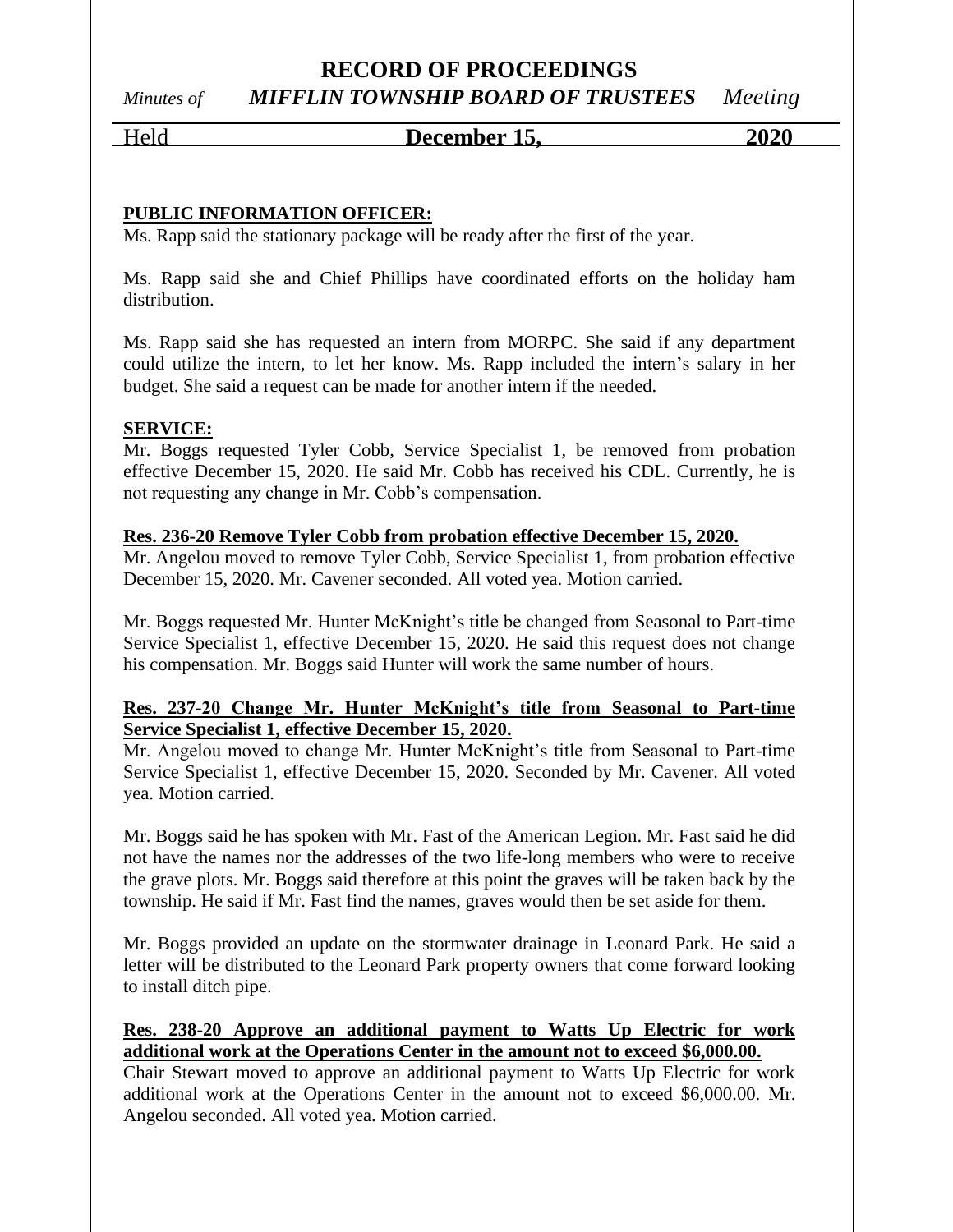**PUBLIC INFORMATION OFFICER:**

Ms. Rapp said the stationary package will be ready after the first of the year.

Ms. Rapp said she and Chief Phillips have coordinated efforts on the holiday ham distribution.

Ms. Rapp said she has requested an intern from MORPC. She said if any department could utilize the intern, to let her know. Ms. Rapp included the intern's salary in her budget. She said a request can be made for another intern if the needed.

**SERVICE:**

Mr. Boggs requested Tyler Cobb, Service Specialist 1, be removed from probation effective December 15, 2020. He said Mr. Cobb has received his CDL. Currently, he is not requesting any change in Mr. Cobb's compensation.

**Res. 236-20 Remove Tyler Cobb from probation effective December 15, 2020.**

Mr. Angelou moved to remove Tyler Cobb, Service Specialist 1, from probation effective December 15, 2020. Mr. Cavener seconded. All voted yea. Motion carried.

Mr. Boggs requested Mr. Hunter McKnight's title be changed from Seasonal to Part-time Service Specialist 1, effective December 15, 2020. He said this request does not change his compensation. Mr. Boggs said Hunter will work the same number of hours.

**Res. 237-20 Change Mr. Hunter McKnight's title from Seasonal to Part-time Service Specialist 1, effective December 15, 2020.**

Mr. Angelou moved to change Mr. Hunter McKnight's title from Seasonal to Part-time Service Specialist 1, effective December 15, 2020. Seconded by Mr. Cavener. All voted yea. Motion carried.

Mr. Boggs said he has spoken with Mr. Fast of the American Legion. Mr. Fast said he did not have the names nor the addresses of the two life-long members who were to receive the grave plots. Mr. Boggs said therefore at this point the graves will be taken back by the township. He said if Mr. Fast find the names, graves would then be set aside for them.

Mr. Boggs provided an update on the stormwater drainage in Leonard Park. He said a letter will be distributed to the Leonard Park property owners that come forward looking to install ditch pipe.

**Res. 238-20 Approve an additional payment to Watts Up Electric for work additional work at the Operations Center in the amount not to exceed $6,000.00.**

Chair Stewart moved to approve an additional payment to Watts Up Electric for work additional work at the Operations Center in the amount not to exceed $6,000.00. Mr. Angelou seconded. All voted yea. Motion carried.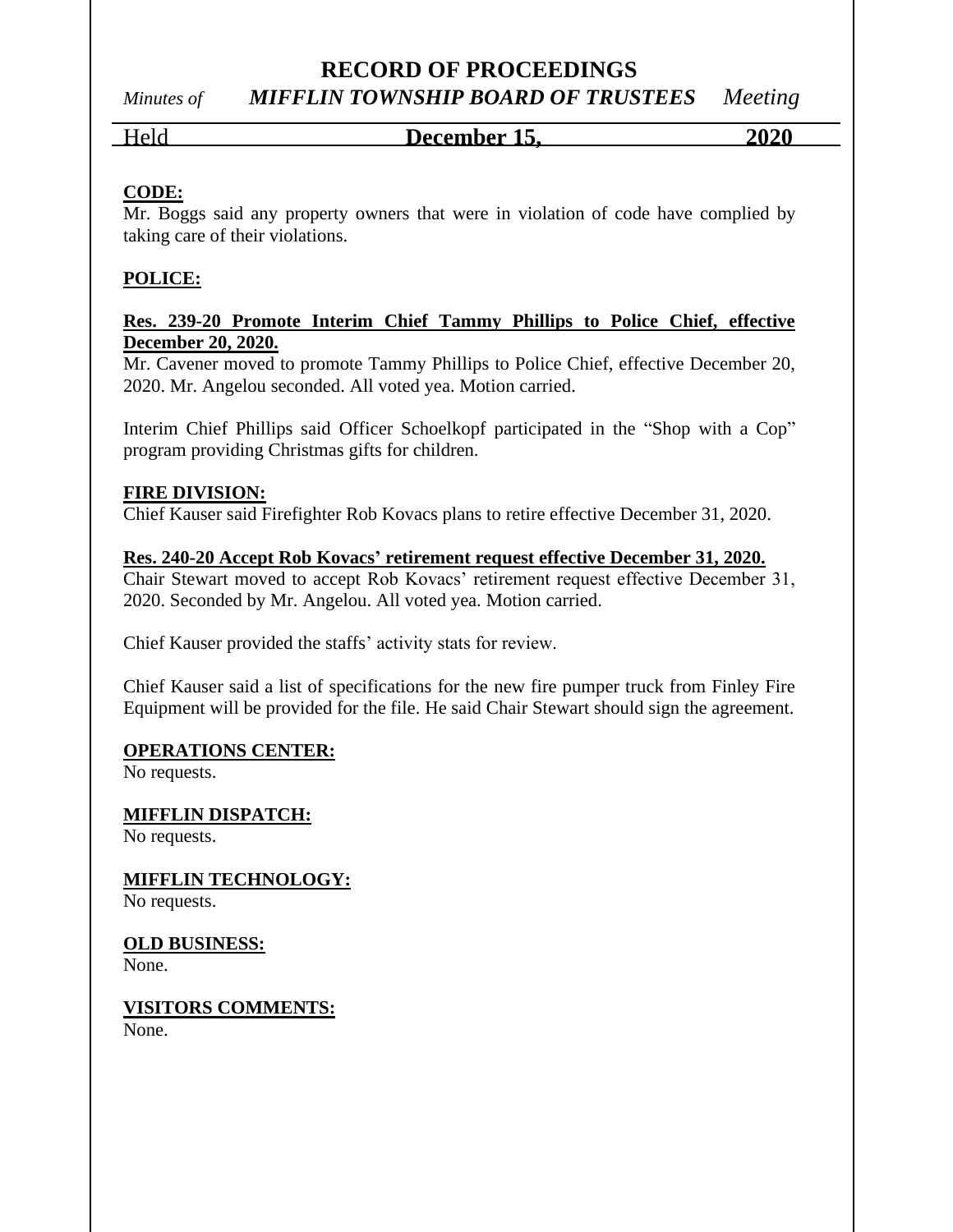**CODE:**

Mr. Boggs said any property owners that were in violation of code have complied by taking care of their violations.

**POLICE:**

**Res. 239-20 Promote Interim Chief Tammy Phillips to Police Chief, effective December 20, 2020.**

Mr. Cavener moved to promote Tammy Phillips to Police Chief, effective December 20, 2020. Mr. Angelou seconded. All voted yea. Motion carried.

Interim Chief Phillips said Officer Schoelkopf participated in the "Shop with a Cop" program providing Christmas gifts for children.

**FIRE DIVISION:**

Chief Kauser said Firefighter Rob Kovacs plans to retire effective December 31, 2020.

**Res. 240-20 Accept Rob Kovacs' retirement request effective December 31, 2020.**

Chair Stewart moved to accept Rob Kovacs' retirement request effective December 31, 2020. Seconded by Mr. Angelou. All voted yea. Motion carried.

Chief Kauser provided the staffs' activity stats for review.

Chief Kauser said a list of specifications for the new fire pumper truck from Finley Fire Equipment will be provided for the file. He said Chair Stewart should sign the agreement.

**OPERATIONS CENTER:**

No requests.

**MIFFLIN DISPATCH:**

No requests.

**MIFFLIN TECHNOLOGY:**

No requests.

**OLD BUSINESS:**

None.

**VISITORS COMMENTS:**

None.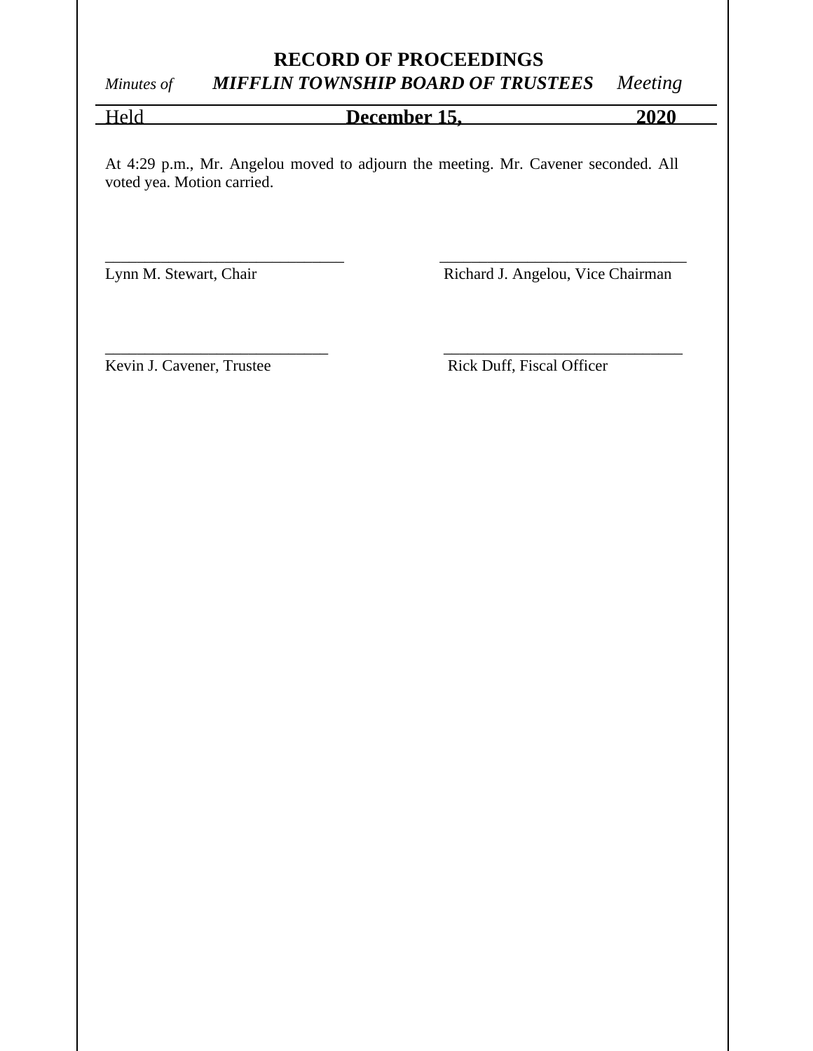At 4:29 p.m., Mr. Angelou moved to adjourn the meeting. Mr. Cavener seconded. All voted yea. Motion carried.

| | |
|---|---|
| ______________________________ | ______________________________ |
| Lynn M. Stewart, Chair | Richard J. Angelou, Vice Chairman |
| ______________________________ | ______________________________ |
| Kevin J. Cavener, Trustee | Rick Duff, Fiscal Officer |